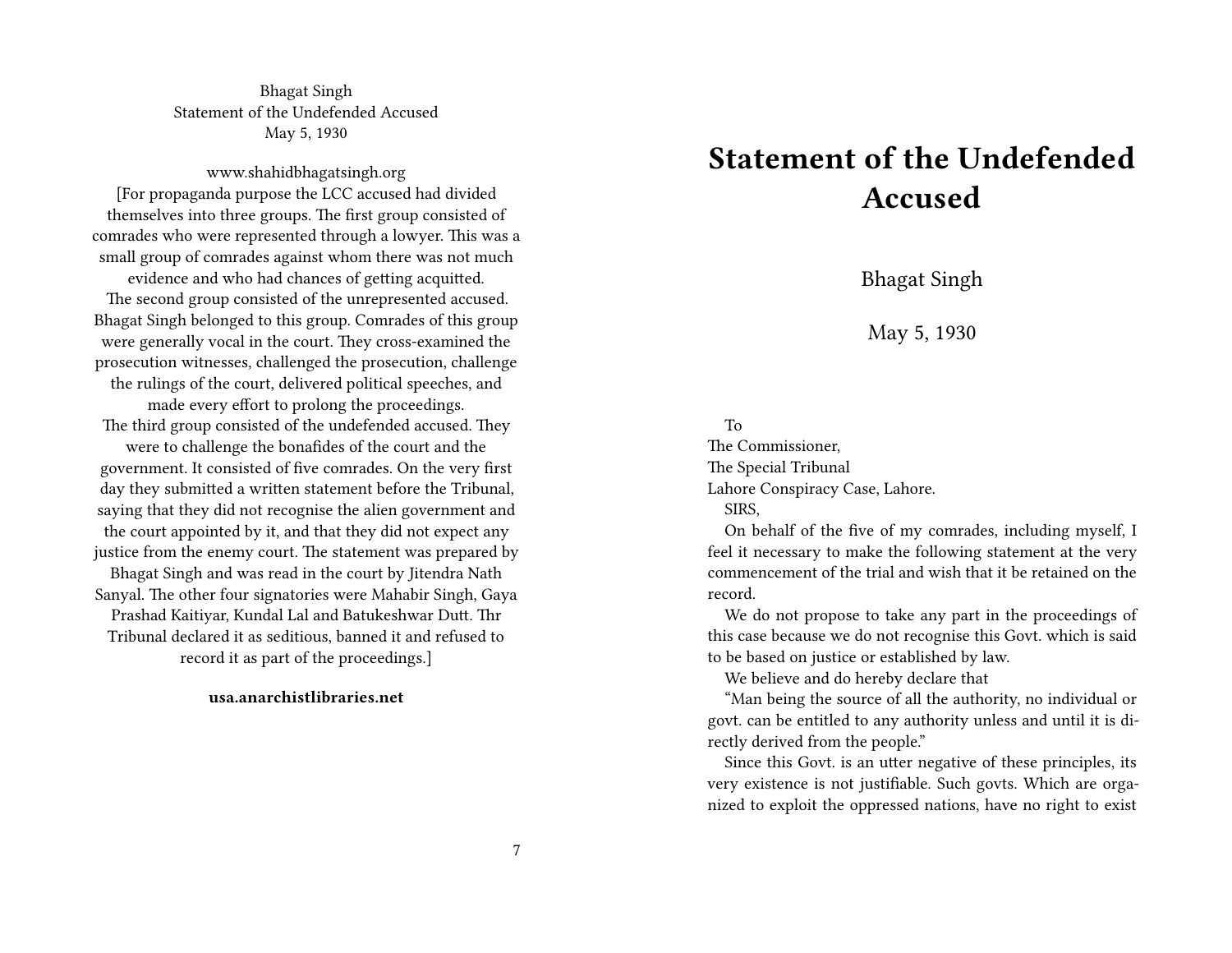Bhagat Singh
Statement of the Undefended Accused
May 5, 1930

www.shahidbhagatsingh.org
[For propaganda purpose the LCC accused had divided themselves into three groups. The first group consisted of comrades who were represented through a lowyer. This was a small group of comrades against whom there was not much evidence and who had chances of getting acquitted.
The second group consisted of the unrepresented accused. Bhagat Singh belonged to this group. Comrades of this group were generally vocal in the court. They cross-examined the prosecution witnesses, challenged the prosecution, challenge the rulings of the court, delivered political speeches, and made every effort to prolong the proceedings.
The third group consisted of the undefended accused. They were to challenge the bonafides of the court and the government. It consisted of five comrades. On the very first day they submitted a written statement before the Tribunal, saying that they did not recognise the alien government and the court appointed by it, and that they did not expect any justice from the enemy court. The statement was prepared by Bhagat Singh and was read in the court by Jitendra Nath Sanyal. The other four signatories were Mahabir Singh, Gaya Prashad Kaitiyar, Kundal Lal and Batukeshwar Dutt. Thr Tribunal declared it as seditious, banned it and refused to record it as part of the proceedings.]

**usa.anarchistlibraries.net**

# Statement of the Undefended Accused

Bhagat Singh

May 5, 1930

To
The Commissioner,
The Special Tribunal
Lahore Conspiracy Case, Lahore.

SIRS,

On behalf of the five of my comrades, including myself, I feel it necessary to make the following statement at the very commencement of the trial and wish that it be retained on the record.

We do not propose to take any part in the proceedings of this case because we do not recognise this Govt. which is said to be based on justice or established by law.

We believe and do hereby declare that

"Man being the source of all the authority, no individual or govt. can be entitled to any authority unless and until it is directly derived from the people."

Since this Govt. is an utter negative of these principles, its very existence is not justifiable. Such govts. Which are organized to exploit the oppressed nations, have no right to exist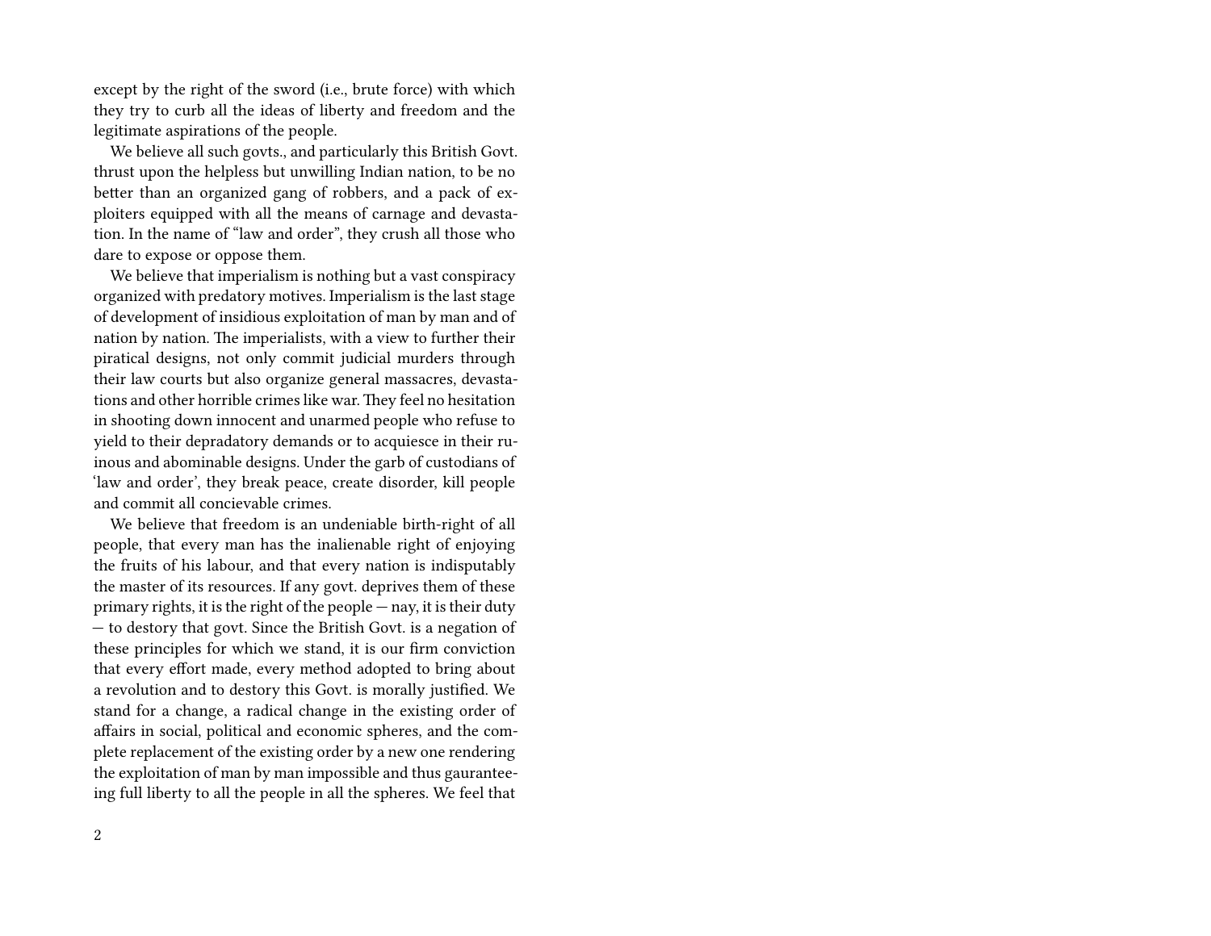except by the right of the sword (i.e., brute force) with which they try to curb all the ideas of liberty and freedom and the legitimate aspirations of the people.

We believe all such govts., and particularly this British Govt. thrust upon the helpless but unwilling Indian nation, to be no better than an organized gang of robbers, and a pack of exploiters equipped with all the means of carnage and devastation. In the name of "law and order", they crush all those who dare to expose or oppose them.

We believe that imperialism is nothing but a vast conspiracy organized with predatory motives. Imperialism is the last stage of development of insidious exploitation of man by man and of nation by nation. The imperialists, with a view to further their piratical designs, not only commit judicial murders through their law courts but also organize general massacres, devastations and other horrible crimes like war. They feel no hesitation in shooting down innocent and unarmed people who refuse to yield to their depradatory demands or to acquiesce in their ruinous and abominable designs. Under the garb of custodians of 'law and order', they break peace, create disorder, kill people and commit all concievable crimes.

We believe that freedom is an undeniable birth-right of all people, that every man has the inalienable right of enjoying the fruits of his labour, and that every nation is indisputably the master of its resources. If any govt. deprives them of these primary rights, it is the right of the people — nay, it is their duty — to destory that govt. Since the British Govt. is a negation of these principles for which we stand, it is our firm conviction that every effort made, every method adopted to bring about a revolution and to destory this Govt. is morally justified. We stand for a change, a radical change in the existing order of affairs in social, political and economic spheres, and the complete replacement of the existing order by a new one rendering the exploitation of man by man impossible and thus gauranteeing full liberty to all the people in all the spheres. We feel that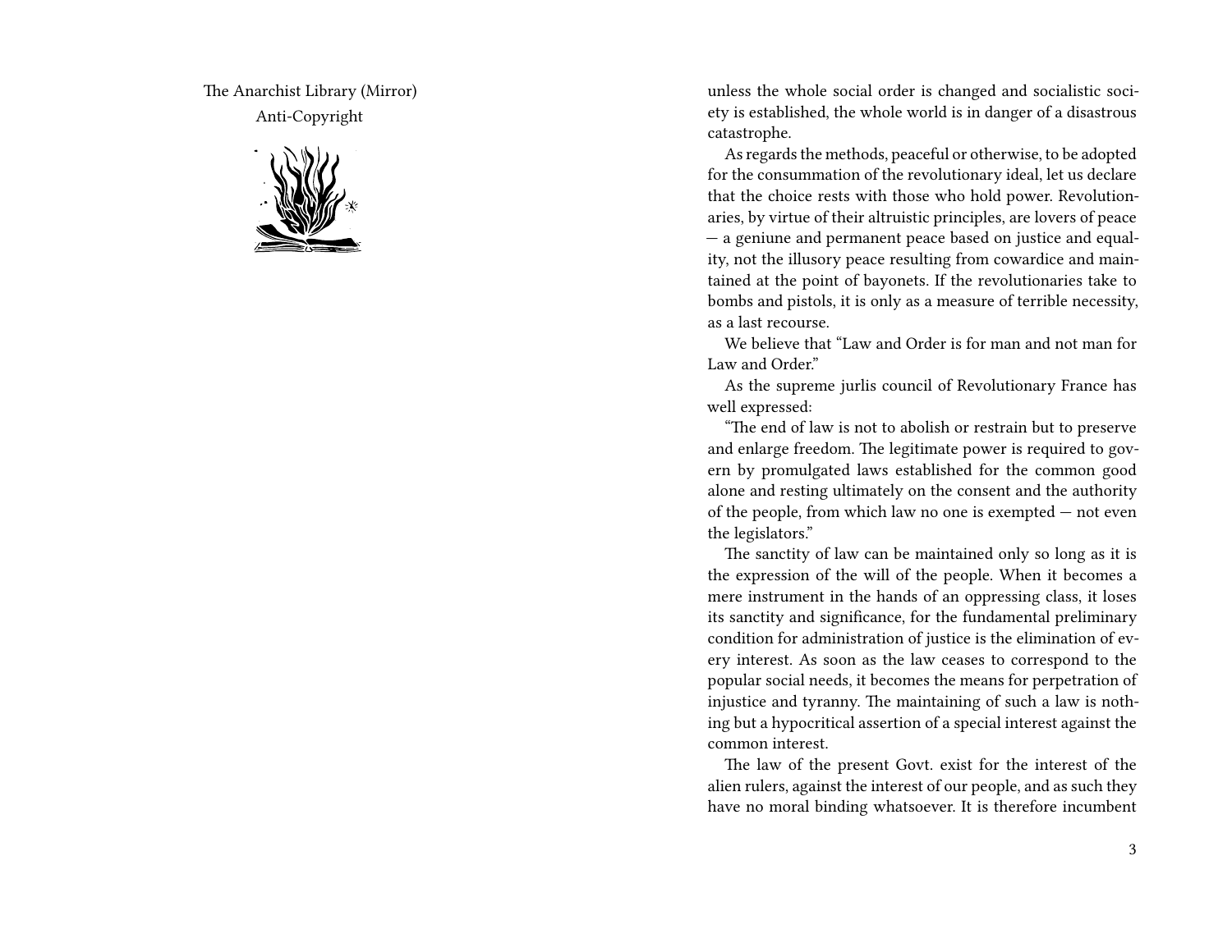The Anarchist Library (Mirror)

Anti-Copyright

unless the whole social order is changed and socialistic society is established, the whole world is in danger of a disastrous catastrophe.

As regards the methods, peaceful or otherwise, to be adopted for the consummation of the revolutionary ideal, let us declare that the choice rests with those who hold power. Revolutionaries, by virtue of their altruistic principles, are lovers of peace — a geniune and permanent peace based on justice and equality, not the illusory peace resulting from cowardice and maintained at the point of bayonets. If the revolutionaries take to bombs and pistols, it is only as a measure of terrible necessity, as a last recourse.

We believe that "Law and Order is for man and not man for Law and Order."

As the supreme jurlis council of Revolutionary France has well expressed:

"The end of law is not to abolish or restrain but to preserve and enlarge freedom. The legitimate power is required to govern by promulgated laws established for the common good alone and resting ultimately on the consent and the authority of the people, from which law no one is exempted — not even the legislators."

The sanctity of law can be maintained only so long as it is the expression of the will of the people. When it becomes a mere instrument in the hands of an oppressing class, it loses its sanctity and significance, for the fundamental preliminary condition for administration of justice is the elimination of every interest. As soon as the law ceases to correspond to the popular social needs, it becomes the means for perpetration of injustice and tyranny. The maintaining of such a law is nothing but a hypocritical assertion of a special interest against the common interest.

The law of the present Govt. exist for the interest of the alien rulers, against the interest of our people, and as such they have no moral binding whatsoever. It is therefore incumbent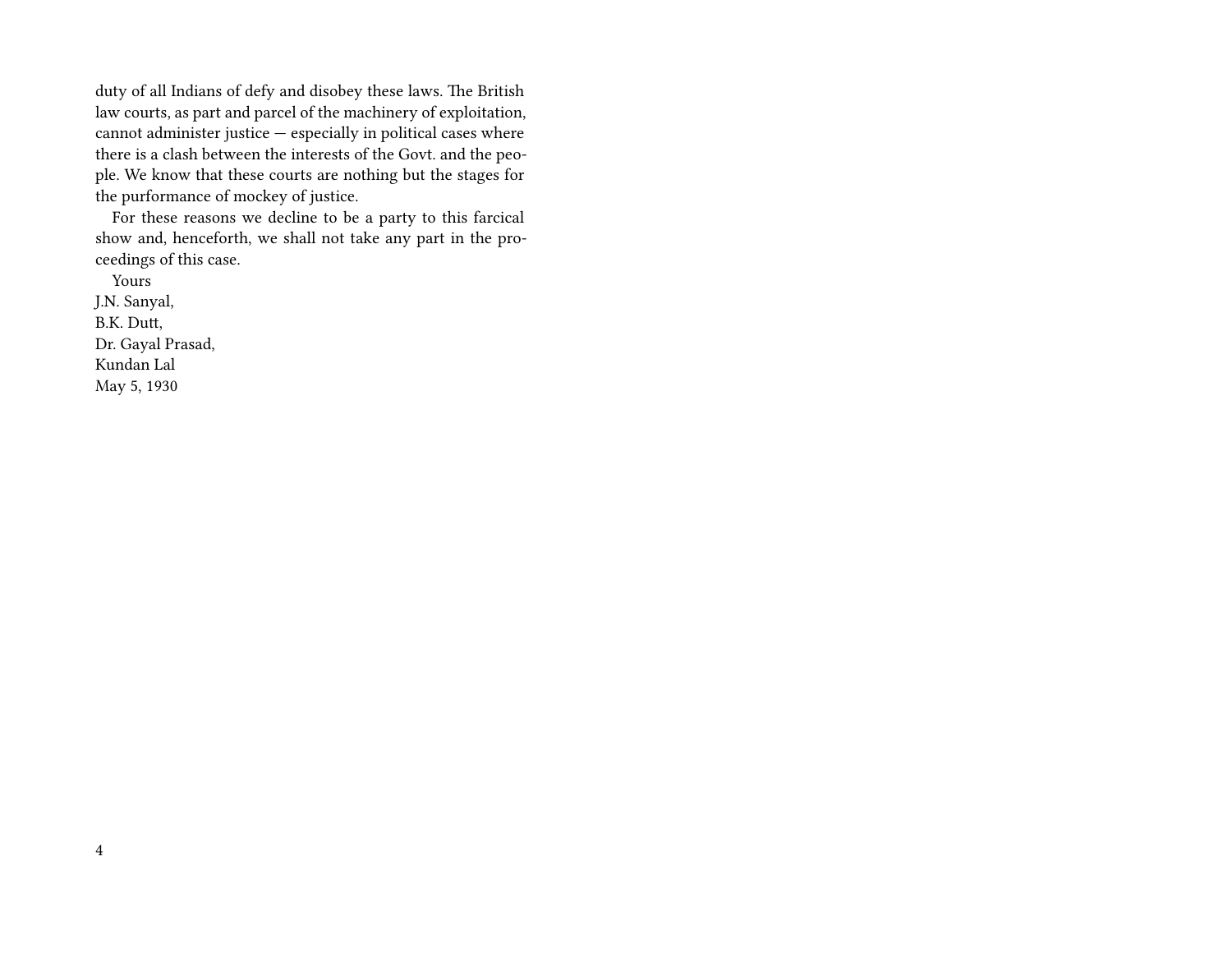duty of all Indians of defy and disobey these laws. The British law courts, as part and parcel of the machinery of exploitation, cannot administer justice — especially in political cases where there is a clash between the interests of the Govt. and the people. We know that these courts are nothing but the stages for the purformance of mockey of justice.

For these reasons we decline to be a party to this farcical show and, henceforth, we shall not take any part in the proceedings of this case.

Yours
J.N. Sanyal,
B.K. Dutt,
Dr. Gayal Prasad,
Kundan Lal
May 5, 1930